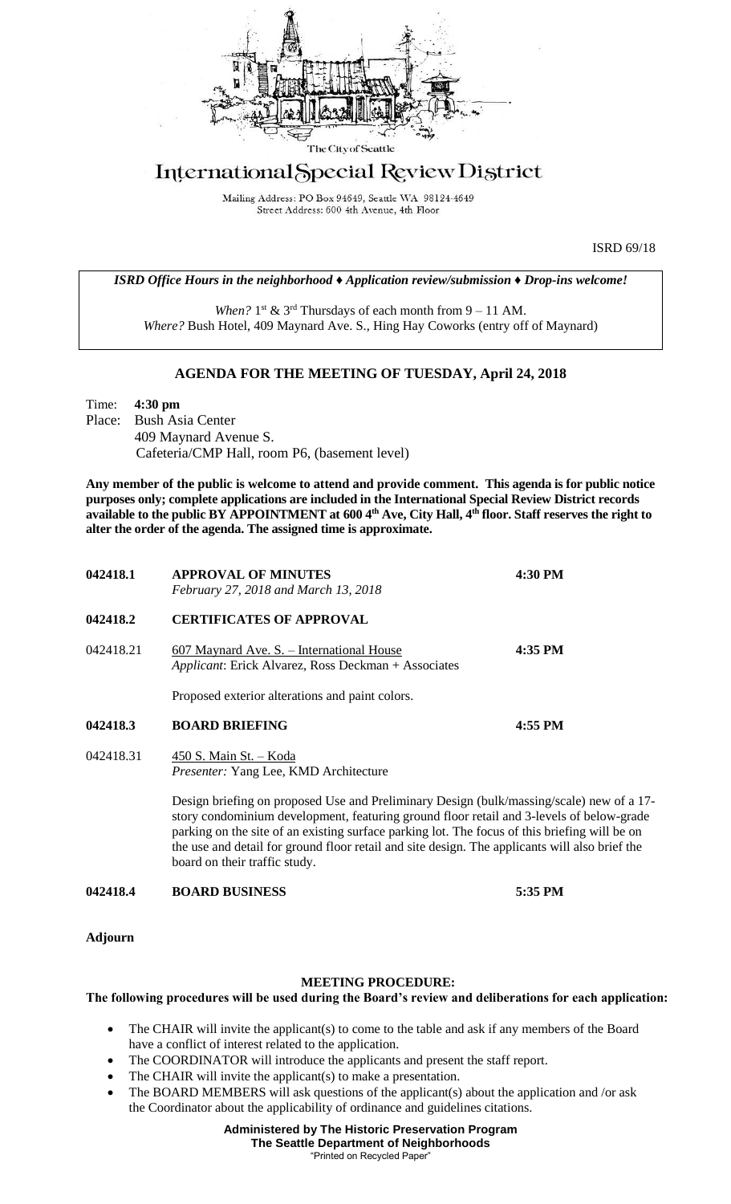The City of Seattle

# International Special Review District

Mailing Address: PO Box 94649, Seattle WA 98124-4649
Street Address: 600 4th Avenue, 4th Floor

ISRD 69/18

***ISRD Office Hours in the neighborhood ♦ Application review/submission ♦ Drop-ins welcome!***

*When?* 1st & 3rd Thursdays of each month from 9 – 11 AM.
*Where?* Bush Hotel, 409 Maynard Ave. S., Hing Hay Coworks (entry off of Maynard)

## AGENDA FOR THE MEETING OF TUESDAY, April 24, 2018

Time: **4:30 pm**
Place: Bush Asia Center
409 Maynard Avenue S.
Cafeteria/CMP Hall, room P6, (basement level)

**Any member of the public is welcome to attend and provide comment. This agenda is for public notice purposes only; complete applications are included in the International Special Review District records available to the public BY APPOINTMENT at 600 4th Ave, City Hall, 4th floor. Staff reserves the right to alter the order of the agenda. The assigned time is approximate.**

**042418.1 APPROVAL OF MINUTES** **4:30 PM**
*February 27, 2018 and March 13, 2018*

**042418.2 CERTIFICATES OF APPROVAL**

042418.21 607 Maynard Ave. S. – International House **4:35 PM**
*Applicant*: Erick Alvarez, Ross Deckman + Associates

Proposed exterior alterations and paint colors.

**042418.3 BOARD BRIEFING** **4:55 PM**

042418.31 450 S. Main St. – Koda
*Presenter:* Yang Lee, KMD Architecture

Design briefing on proposed Use and Preliminary Design (bulk/massing/scale) new of a 17-story condominium development, featuring ground floor retail and 3-levels of below-grade parking on the site of an existing surface parking lot. The focus of this briefing will be on the use and detail for ground floor retail and site design. The applicants will also brief the board on their traffic study.

**042418.4 BOARD BUSINESS** **5:35 PM**

**Adjourn**

### MEETING PROCEDURE:

**The following procedures will be used during the Board's review and deliberations for each application:**

- The CHAIR will invite the applicant(s) to come to the table and ask if any members of the Board have a conflict of interest related to the application.
- The COORDINATOR will introduce the applicants and present the staff report.
- The CHAIR will invite the applicant(s) to make a presentation.
- The BOARD MEMBERS will ask questions of the applicant(s) about the application and /or ask the Coordinator about the applicability of ordinance and guidelines citations.

**Administered by The Historic Preservation Program**
**The Seattle Department of Neighborhoods**
"Printed on Recycled Paper"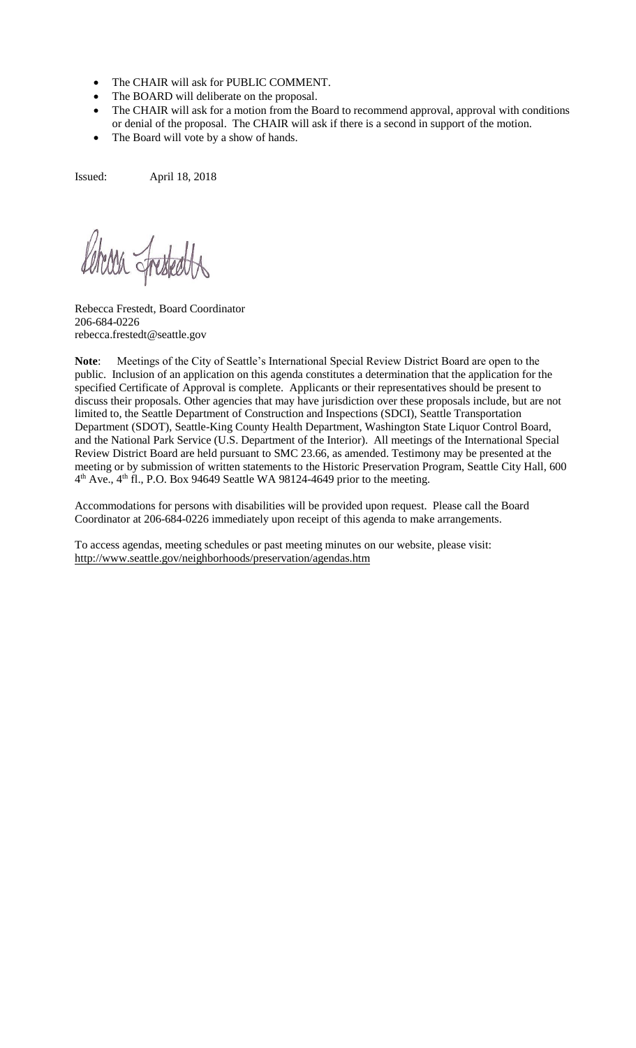- The CHAIR will ask for PUBLIC COMMENT.
- The BOARD will deliberate on the proposal.
- The CHAIR will ask for a motion from the Board to recommend approval, approval with conditions or denial of the proposal. The CHAIR will ask if there is a second in support of the motion.
- The Board will vote by a show of hands.

Issued: April 18, 2018

Rebecca Frestedt, Board Coordinator
206-684-0226
rebecca.frestedt@seattle.gov

**Note**: Meetings of the City of Seattle's International Special Review District Board are open to the public. Inclusion of an application on this agenda constitutes a determination that the application for the specified Certificate of Approval is complete. Applicants or their representatives should be present to discuss their proposals. Other agencies that may have jurisdiction over these proposals include, but are not limited to, the Seattle Department of Construction and Inspections (SDCI), Seattle Transportation Department (SDOT), Seattle-King County Health Department, Washington State Liquor Control Board, and the National Park Service (U.S. Department of the Interior). All meetings of the International Special Review District Board are held pursuant to SMC 23.66, as amended. Testimony may be presented at the meeting or by submission of written statements to the Historic Preservation Program, Seattle City Hall, 600 4th Ave., 4th fl., P.O. Box 94649 Seattle WA 98124-4649 prior to the meeting.

Accommodations for persons with disabilities will be provided upon request. Please call the Board Coordinator at 206-684-0226 immediately upon receipt of this agenda to make arrangements.

To access agendas, meeting schedules or past meeting minutes on our website, please visit:
http://www.seattle.gov/neighborhoods/preservation/agendas.htm